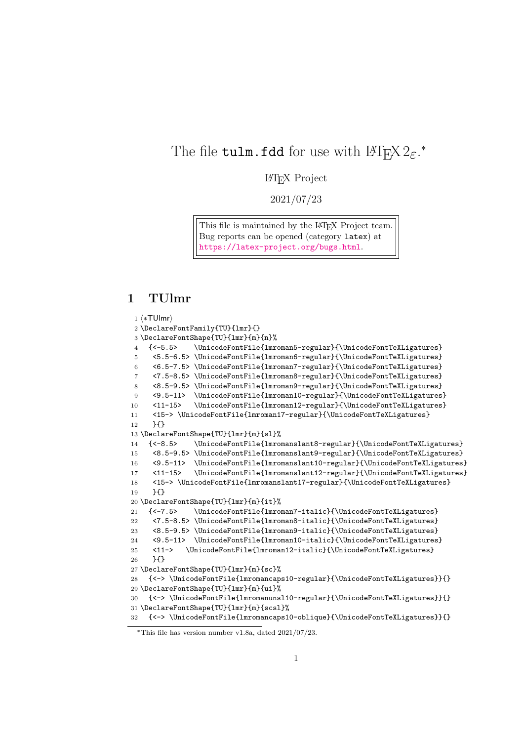# The file `tulm.fdd` for use with LaTeX 2ε.[*]

LaTeX Project

2021/07/23

> This file is maintained by the LaTeX Project team.
> Bug reports can be opened (category `latex`) at
> https://latex-project.org/bugs.html.

## 1 TUlmr

```
1 ⟨*TUlmr⟩
2 \DeclareFontFamily{TU}{lmr}{}
3 \DeclareFontShape{TU}{lmr}{m}{n}%
4   {<-5.5>    \UnicodeFontFile{lmroman5-regular}{\UnicodeFontTeXLigatures}
5    <5.5-6.5> \UnicodeFontFile{lmroman6-regular}{\UnicodeFontTeXLigatures}
6    <6.5-7.5> \UnicodeFontFile{lmroman7-regular}{\UnicodeFontTeXLigatures}
7    <7.5-8.5> \UnicodeFontFile{lmroman8-regular}{\UnicodeFontTeXLigatures}
8    <8.5-9.5> \UnicodeFontFile{lmroman9-regular}{\UnicodeFontTeXLigatures}
9    <9.5-11>  \UnicodeFontFile{lmroman10-regular}{\UnicodeFontTeXLigatures}
10   <11-15>   \UnicodeFontFile{lmroman12-regular}{\UnicodeFontTeXLigatures}
11   <15-> \UnicodeFontFile{lmroman17-regular}{\UnicodeFontTeXLigatures}
12   }{}
13 \DeclareFontShape{TU}{lmr}{m}{sl}%
14  {<-8.5>    \UnicodeFontFile{lmromanslant8-regular}{\UnicodeFontTeXLigatures}
15   <8.5-9.5> \UnicodeFontFile{lmromanslant9-regular}{\UnicodeFontTeXLigatures}
16   <9.5-11>  \UnicodeFontFile{lmromanslant10-regular}{\UnicodeFontTeXLigatures}
17   <11-15>   \UnicodeFontFile{lmromanslant12-regular}{\UnicodeFontTeXLigatures}
18   <15-> \UnicodeFontFile{lmromanslant17-regular}{\UnicodeFontTeXLigatures}
19   }{}
20 \DeclareFontShape{TU}{lmr}{m}{it}%
21  {<-7.5>    \UnicodeFontFile{lmroman7-italic}{\UnicodeFontTeXLigatures}
22   <7.5-8.5> \UnicodeFontFile{lmroman8-italic}{\UnicodeFontTeXLigatures}
23   <8.5-9.5> \UnicodeFontFile{lmroman9-italic}{\UnicodeFontTeXLigatures}
24   <9.5-11>  \UnicodeFontFile{lmroman10-italic}{\UnicodeFontTeXLigatures}
25   <11->   \UnicodeFontFile{lmroman12-italic}{\UnicodeFontTeXLigatures}
26   }{}
27 \DeclareFontShape{TU}{lmr}{m}{sc}%
28  {<-> \UnicodeFontFile{lmromancaps10-regular}{\UnicodeFontTeXLigatures}}{}
29 \DeclareFontShape{TU}{lmr}{m}{ui}%
30  {<-> \UnicodeFontFile{lmromanunsl10-regular}{\UnicodeFontTeXLigatures}}{}
31 \DeclareFontShape{TU}{lmr}{m}{scsl}%
32  {<-> \UnicodeFontFile{lmromancaps10-oblique}{\UnicodeFontTeXLigatures}}{}
```

[*]This file has version number v1.8a, dated 2021/07/23.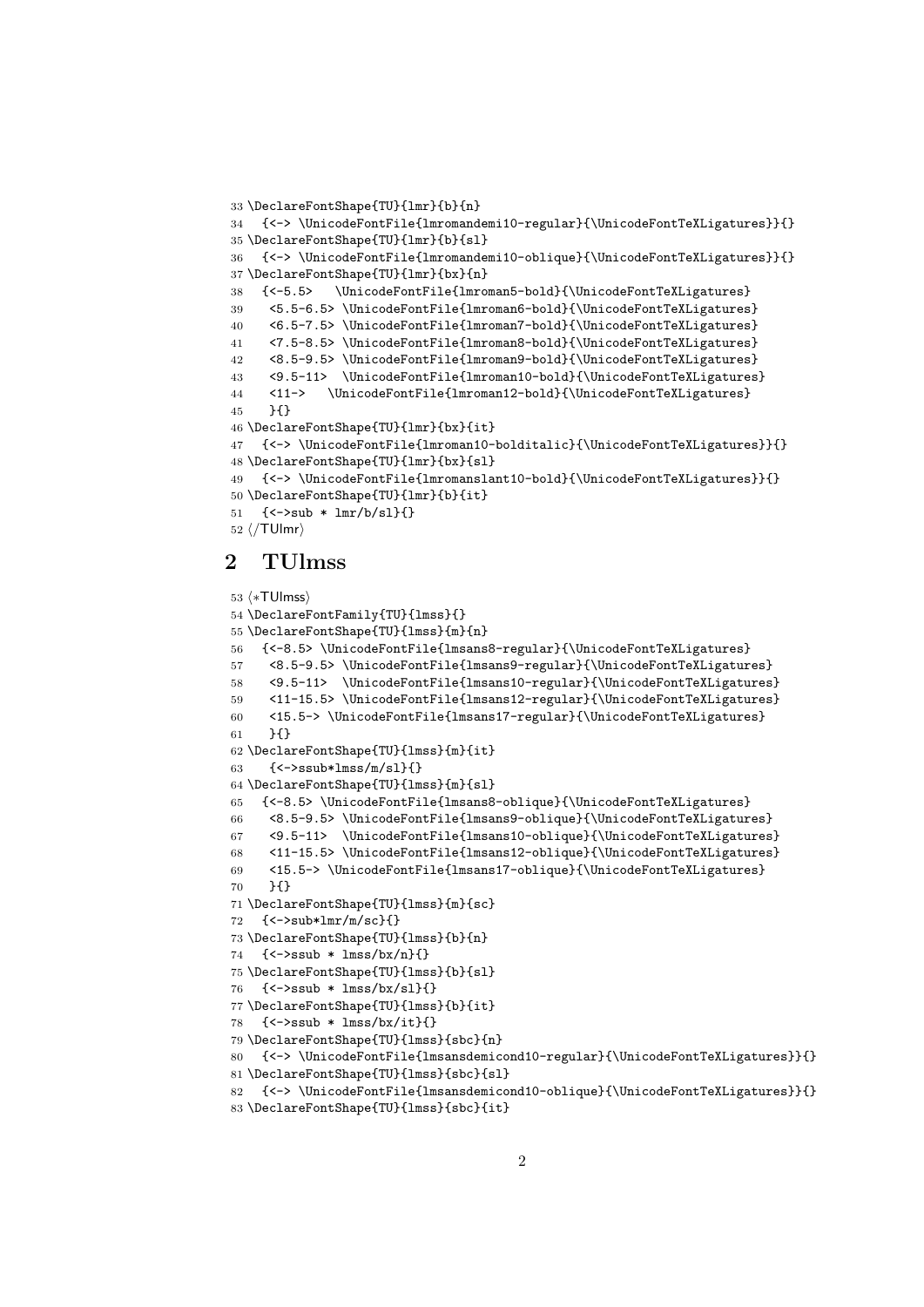```
33 \DeclareFontShape{TU}{lmr}{b}{n}
34   {<-> \UnicodeFontFile{lmromandemi10-regular}{\UnicodeFontTeXLigatures}}{}
35 \DeclareFontShape{TU}{lmr}{b}{sl}
36   {<-> \UnicodeFontFile{lmromandemi10-oblique}{\UnicodeFontTeXLigatures}}{}
37 \DeclareFontShape{TU}{lmr}{bx}{n}
38   {<-5.5>   \UnicodeFontFile{lmroman5-bold}{\UnicodeFontTeXLigatures}
39    <5.5-6.5> \UnicodeFontFile{lmroman6-bold}{\UnicodeFontTeXLigatures}
40    <6.5-7.5> \UnicodeFontFile{lmroman7-bold}{\UnicodeFontTeXLigatures}
41    <7.5-8.5> \UnicodeFontFile{lmroman8-bold}{\UnicodeFontTeXLigatures}
42    <8.5-9.5> \UnicodeFontFile{lmroman9-bold}{\UnicodeFontTeXLigatures}
43    <9.5-11>  \UnicodeFontFile{lmroman10-bold}{\UnicodeFontTeXLigatures}
44    <11->    \UnicodeFontFile{lmroman12-bold}{\UnicodeFontTeXLigatures}
45    }{}
46 \DeclareFontShape{TU}{lmr}{bx}{it}
47   {<-> \UnicodeFontFile{lmroman10-bolditalic}{\UnicodeFontTeXLigatures}}{}
48 \DeclareFontShape{TU}{lmr}{bx}{sl}
49   {<-> \UnicodeFontFile{lmromanslant10-bold}{\UnicodeFontTeXLigatures}}{}
50 \DeclareFontShape{TU}{lmr}{b}{it}
51   {<->sub * lmr/b/sl}{}
52 </TUlmr>
```

## 2 TUlmss

```
53 <*TUlmss>
54 \DeclareFontFamily{TU}{lmss}{}
55 \DeclareFontShape{TU}{lmss}{m}{n}
56   {<-8.5> \UnicodeFontFile{lmsans8-regular}{\UnicodeFontTeXLigatures}
57    <8.5-9.5> \UnicodeFontFile{lmsans9-regular}{\UnicodeFontTeXLigatures}
58    <9.5-11>  \UnicodeFontFile{lmsans10-regular}{\UnicodeFontTeXLigatures}
59    <11-15.5> \UnicodeFontFile{lmsans12-regular}{\UnicodeFontTeXLigatures}
60    <15.5-> \UnicodeFontFile{lmsans17-regular}{\UnicodeFontTeXLigatures}
61    }{}
62 \DeclareFontShape{TU}{lmss}{m}{it}
63    {<->ssub*lmss/m/sl}{}
64 \DeclareFontShape{TU}{lmss}{m}{sl}
65   {<-8.5> \UnicodeFontFile{lmsans8-oblique}{\UnicodeFontTeXLigatures}
66    <8.5-9.5> \UnicodeFontFile{lmsans9-oblique}{\UnicodeFontTeXLigatures}
67    <9.5-11>  \UnicodeFontFile{lmsans10-oblique}{\UnicodeFontTeXLigatures}
68    <11-15.5> \UnicodeFontFile{lmsans12-oblique}{\UnicodeFontTeXLigatures}
69    <15.5-> \UnicodeFontFile{lmsans17-oblique}{\UnicodeFontTeXLigatures}
70    }{}
71 \DeclareFontShape{TU}{lmss}{m}{sc}
72   {<->sub*lmr/m/sc}{}
73 \DeclareFontShape{TU}{lmss}{b}{n}
74   {<->ssub * lmss/bx/n}{}
75 \DeclareFontShape{TU}{lmss}{b}{sl}
76   {<->ssub * lmss/bx/sl}{}
77 \DeclareFontShape{TU}{lmss}{b}{it}
78   {<->ssub * lmss/bx/it}{}
79 \DeclareFontShape{TU}{lmss}{sbc}{n}
80   {<-> \UnicodeFontFile{lmsansdemicond10-regular}{\UnicodeFontTeXLigatures}}{}
81 \DeclareFontShape{TU}{lmss}{sbc}{sl}
82   {<-> \UnicodeFontFile{lmsansdemicond10-oblique}{\UnicodeFontTeXLigatures}}{}
83 \DeclareFontShape{TU}{lmss}{sbc}{it}
```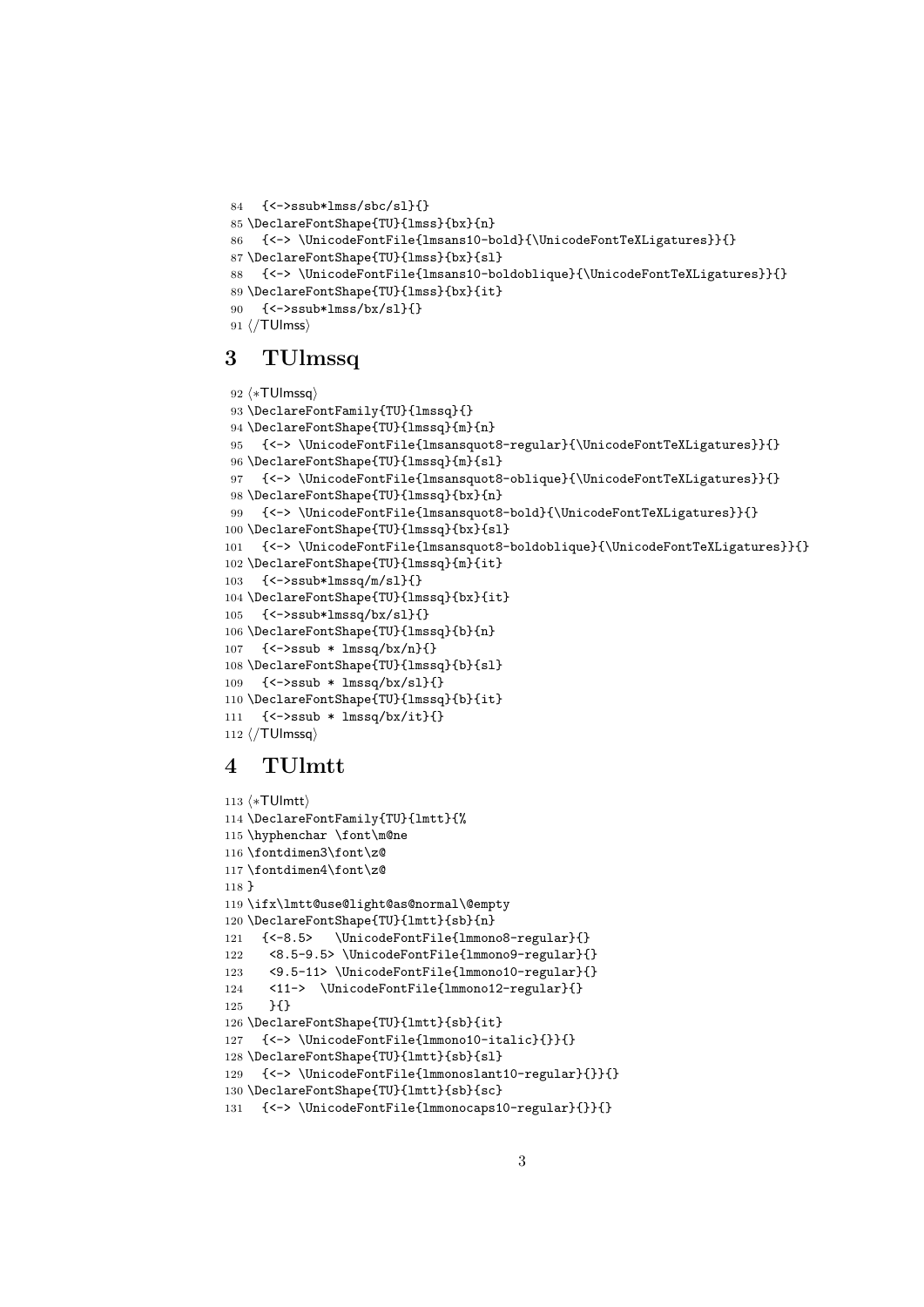```
84   {<->ssub*lmss/sbc/sl}{}
85 \DeclareFontShape{TU}{lmss}{bx}{n}
86   {<-> \UnicodeFontFile{lmsans10-bold}{\UnicodeFontTeXLigatures}}{}
87 \DeclareFontShape{TU}{lmss}{bx}{sl}
88   {<-> \UnicodeFontFile{lmsans10-boldoblique}{\UnicodeFontTeXLigatures}}{}
89 \DeclareFontShape{TU}{lmss}{bx}{it}
90   {<->ssub*lmss/bx/sl}{}
91 ⟨/TUlmss⟩
```

# 3 TUlmssq

```
92 ⟨*TUlmssq⟩
93 \DeclareFontFamily{TU}{lmssq}{}
94 \DeclareFontShape{TU}{lmssq}{m}{n}
95   {<-> \UnicodeFontFile{lmsansquot8-regular}{\UnicodeFontTeXLigatures}}{}
96 \DeclareFontShape{TU}{lmssq}{m}{sl}
97   {<-> \UnicodeFontFile{lmsansquot8-oblique}{\UnicodeFontTeXLigatures}}{}
98 \DeclareFontShape{TU}{lmssq}{bx}{n}
99   {<-> \UnicodeFontFile{lmsansquot8-bold}{\UnicodeFontTeXLigatures}}{}
100 \DeclareFontShape{TU}{lmssq}{bx}{sl}
101   {<-> \UnicodeFontFile{lmsansquot8-boldoblique}{\UnicodeFontTeXLigatures}}{}
102 \DeclareFontShape{TU}{lmssq}{m}{it}
103   {<->ssub*lmssq/m/sl}{}
104 \DeclareFontShape{TU}{lmssq}{bx}{it}
105   {<->ssub*lmssq/bx/sl}{}
106 \DeclareFontShape{TU}{lmssq}{b}{n}
107   {<->ssub * lmssq/bx/n}{}
108 \DeclareFontShape{TU}{lmssq}{b}{sl}
109   {<->ssub * lmssq/bx/sl}{}
110 \DeclareFontShape{TU}{lmssq}{b}{it}
111   {<->ssub * lmssq/bx/it}{}
112 ⟨/TUlmssq⟩
```

# 4 TUlmtt

```
113 ⟨*TUlmtt⟩
114 \DeclareFontFamily{TU}{lmtt}{%
115 \hyphenchar \font\m@ne
116 \fontdimen3\font\z@
117 \fontdimen4\font\z@
118 }
119 \ifx\lmtt@use@light@as@normal\@empty
120 \DeclareFontShape{TU}{lmtt}{sb}{n}
121   {<-8.5>   \UnicodeFontFile{lmmono8-regular}{}
122    <8.5-9.5> \UnicodeFontFile{lmmono9-regular}{}
123    <9.5-11> \UnicodeFontFile{lmmono10-regular}{}
124    <11->  \UnicodeFontFile{lmmono12-regular}{}
125    }{}
126 \DeclareFontShape{TU}{lmtt}{sb}{it}
127   {<-> \UnicodeFontFile{lmmono10-italic}{}}{}
128 \DeclareFontShape{TU}{lmtt}{sb}{sl}
129   {<-> \UnicodeFontFile{lmmonoslant10-regular}{}}{}
130 \DeclareFontShape{TU}{lmtt}{sb}{sc}
131   {<-> \UnicodeFontFile{lmmonocaps10-regular}{}}{}
```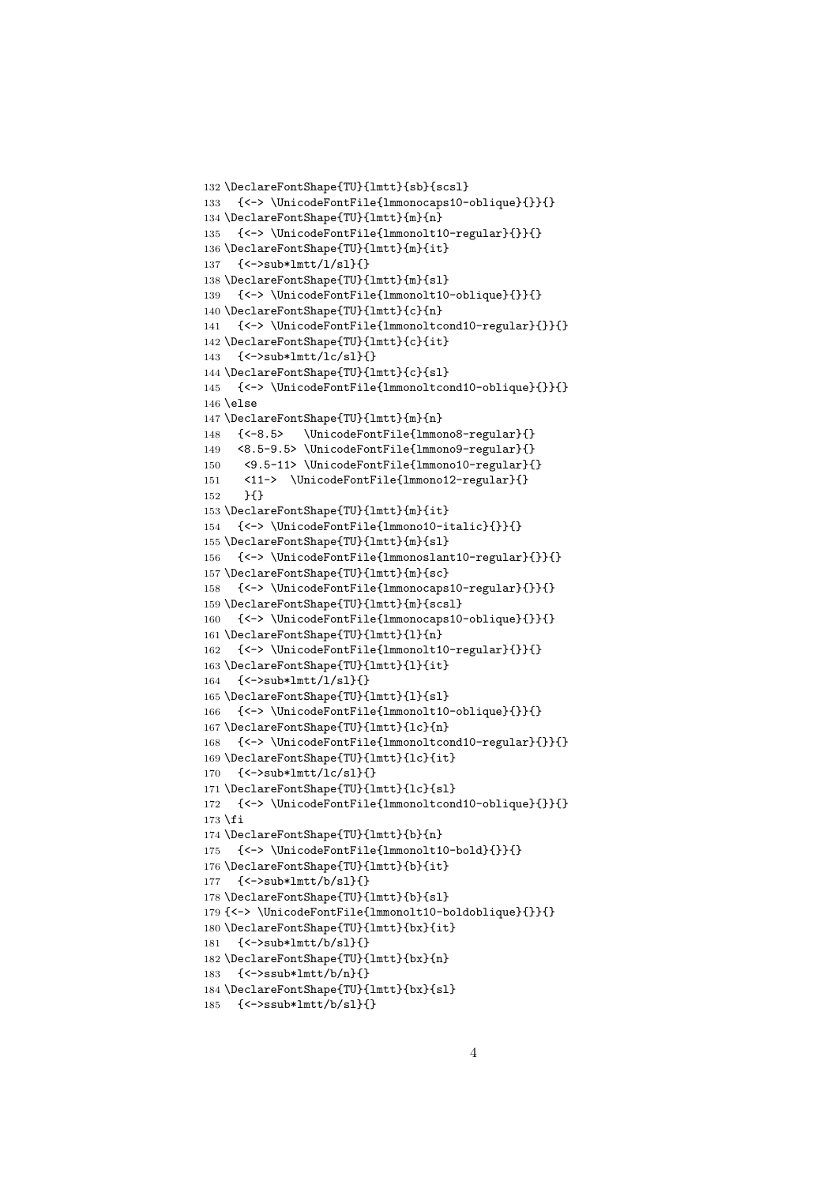```
132 \DeclareFontShape{TU}{lmtt}{sb}{scsl}
133   {<-> \UnicodeFontFile{lmmonocaps10-oblique}{}}{}
134 \DeclareFontShape{TU}{lmtt}{m}{n}
135   {<-> \UnicodeFontFile{lmmonolt10-regular}{}}{}
136 \DeclareFontShape{TU}{lmtt}{m}{it}
137   {<->sub*lmtt/l/sl}{}
138 \DeclareFontShape{TU}{lmtt}{m}{sl}
139   {<-> \UnicodeFontFile{lmmonolt10-oblique}{}}{}
140 \DeclareFontShape{TU}{lmtt}{c}{n}
141   {<-> \UnicodeFontFile{lmmonoltcond10-regular}{}}{}
142 \DeclareFontShape{TU}{lmtt}{c}{it}
143   {<->sub*lmtt/lc/sl}{}
144 \DeclareFontShape{TU}{lmtt}{c}{sl}
145   {<-> \UnicodeFontFile{lmmonoltcond10-oblique}{}}{}
146 \else
147 \DeclareFontShape{TU}{lmtt}{m}{n}
148   {<-8.5>   \UnicodeFontFile{lmmono8-regular}{}
149   <8.5-9.5> \UnicodeFontFile{lmmono9-regular}{}
150    <9.5-11> \UnicodeFontFile{lmmono10-regular}{}
151    <11->  \UnicodeFontFile{lmmono12-regular}{}
152    }{}
153 \DeclareFontShape{TU}{lmtt}{m}{it}
154   {<-> \UnicodeFontFile{lmmono10-italic}{}}{}
155 \DeclareFontShape{TU}{lmtt}{m}{sl}
156   {<-> \UnicodeFontFile{lmmonoslant10-regular}{}}{}
157 \DeclareFontShape{TU}{lmtt}{m}{sc}
158   {<-> \UnicodeFontFile{lmmonocaps10-regular}{}}{}
159 \DeclareFontShape{TU}{lmtt}{m}{scsl}
160   {<-> \UnicodeFontFile{lmmonocaps10-oblique}{}}{}
161 \DeclareFontShape{TU}{lmtt}{l}{n}
162   {<-> \UnicodeFontFile{lmmonolt10-regular}{}}{}
163 \DeclareFontShape{TU}{lmtt}{l}{it}
164   {<->sub*lmtt/l/sl}{}
165 \DeclareFontShape{TU}{lmtt}{l}{sl}
166   {<-> \UnicodeFontFile{lmmonolt10-oblique}{}}{}
167 \DeclareFontShape{TU}{lmtt}{lc}{n}
168   {<-> \UnicodeFontFile{lmmonoltcond10-regular}{}}{}
169 \DeclareFontShape{TU}{lmtt}{lc}{it}
170   {<->sub*lmtt/lc/sl}{}
171 \DeclareFontShape{TU}{lmtt}{lc}{sl}
172   {<-> \UnicodeFontFile{lmmonoltcond10-oblique}{}}{}
173 \fi
174 \DeclareFontShape{TU}{lmtt}{b}{n}
175   {<-> \UnicodeFontFile{lmmonolt10-bold}{}}{}
176 \DeclareFontShape{TU}{lmtt}{b}{it}
177   {<->sub*lmtt/b/sl}{}
178 \DeclareFontShape{TU}{lmtt}{b}{sl}
179 {<-> \UnicodeFontFile{lmmonolt10-boldoblique}{}}{}
180 \DeclareFontShape{TU}{lmtt}{bx}{it}
181   {<->sub*lmtt/b/sl}{}
182 \DeclareFontShape{TU}{lmtt}{bx}{n}
183   {<->ssub*lmtt/b/n}{}
184 \DeclareFontShape{TU}{lmtt}{bx}{sl}
185   {<->ssub*lmtt/b/sl}{}
```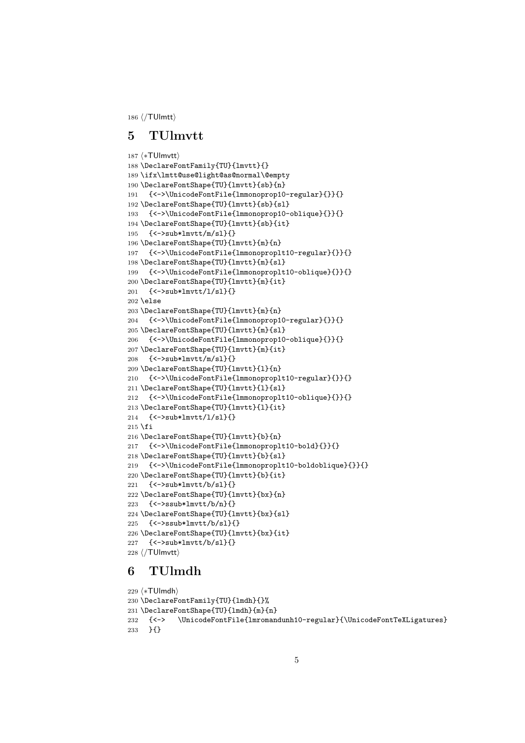```
186 </TUlmtt>
```

## 5 TUlmvtt

```
187 <*TUlmvtt>
188 \DeclareFontFamily{TU}{lmvtt}{}
189 \ifx\lmtt@use@light@as@normal\@empty
190 \DeclareFontShape{TU}{lmvtt}{sb}{n}
191   {<->\UnicodeFontFile{lmmonoprop10-regular}{}}{}
192 \DeclareFontShape{TU}{lmvtt}{sb}{sl}
193   {<->\UnicodeFontFile{lmmonoprop10-oblique}{}}{}
194 \DeclareFontShape{TU}{lmvtt}{sb}{it}
195   {<->sub*lmvtt/m/sl}{}
196 \DeclareFontShape{TU}{lmvtt}{m}{n}
197   {<->\UnicodeFontFile{lmmonoproplt10-regular}{}}{}
198 \DeclareFontShape{TU}{lmvtt}{m}{sl}
199   {<->\UnicodeFontFile{lmmonoproplt10-oblique}{}}{}
200 \DeclareFontShape{TU}{lmvtt}{m}{it}
201   {<->sub*lmvtt/l/sl}{}
202 \else
203 \DeclareFontShape{TU}{lmvtt}{m}{n}
204   {<->\UnicodeFontFile{lmmonoprop10-regular}{}}{}
205 \DeclareFontShape{TU}{lmvtt}{m}{sl}
206   {<->\UnicodeFontFile{lmmonoprop10-oblique}{}}{}
207 \DeclareFontShape{TU}{lmvtt}{m}{it}
208   {<->sub*lmvtt/m/sl}{}
209 \DeclareFontShape{TU}{lmvtt}{l}{n}
210   {<->\UnicodeFontFile{lmmonoproplt10-regular}{}}{}
211 \DeclareFontShape{TU}{lmvtt}{l}{sl}
212   {<->\UnicodeFontFile{lmmonoproplt10-oblique}{}}{}
213 \DeclareFontShape{TU}{lmvtt}{l}{it}
214   {<->sub*lmvtt/l/sl}{}
215 \fi
216 \DeclareFontShape{TU}{lmvtt}{b}{n}
217   {<->\UnicodeFontFile{lmmonoproplt10-bold}{}}{}
218 \DeclareFontShape{TU}{lmvtt}{b}{sl}
219   {<->\UnicodeFontFile{lmmonoproplt10-boldoblique}{}}{}
220 \DeclareFontShape{TU}{lmvtt}{b}{it}
221   {<->sub*lmvtt/b/sl}{}
222 \DeclareFontShape{TU}{lmvtt}{bx}{n}
223   {<->ssub*lmvtt/b/n}{}
224 \DeclareFontShape{TU}{lmvtt}{bx}{sl}
225   {<->ssub*lmvtt/b/sl}{}
226 \DeclareFontShape{TU}{lmvtt}{bx}{it}
227   {<->sub*lmvtt/b/sl}{}
228 </TUlmvtt>
```

## 6 TUlmdh

```
229 <*TUlmdh>
230 \DeclareFontFamily{TU}{lmdh}{}%
231 \DeclareFontShape{TU}{lmdh}{m}{n}
232   {<->   \UnicodeFontFile{lmromandunh10-regular}{\UnicodeFontTeXLigatures}
233   }{}
```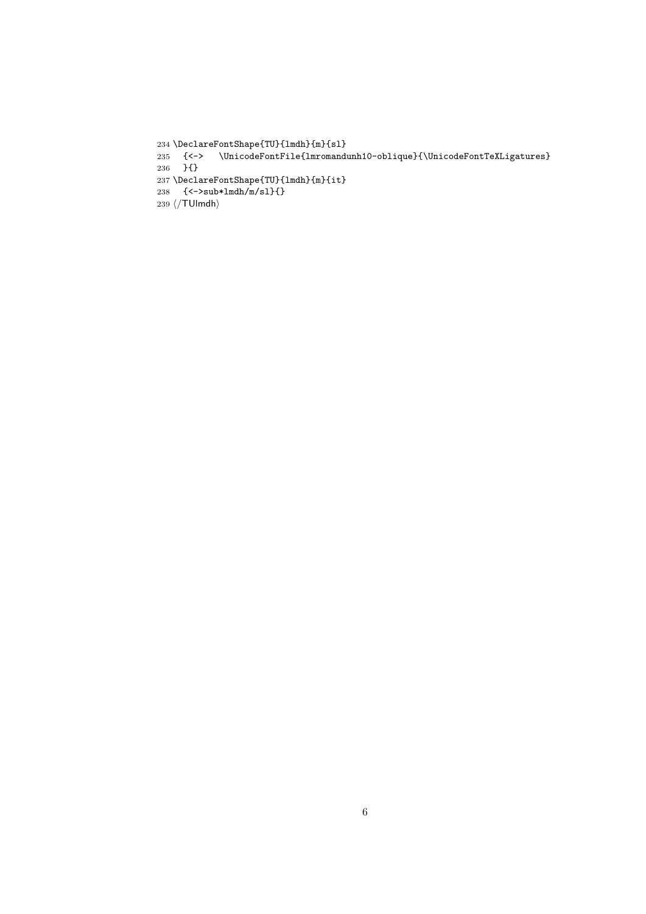```
234 \DeclareFontShape{TU}{lmdh}{m}{sl}
235   {<->   \UnicodeFontFile{lmromandunh10-oblique}{\UnicodeFontTeXLigatures}
236   }{}
237 \DeclareFontShape{TU}{lmdh}{m}{it}
238   {<->sub*lmdh/m/sl}{}
239 ⟨/TUlmdh⟩
```